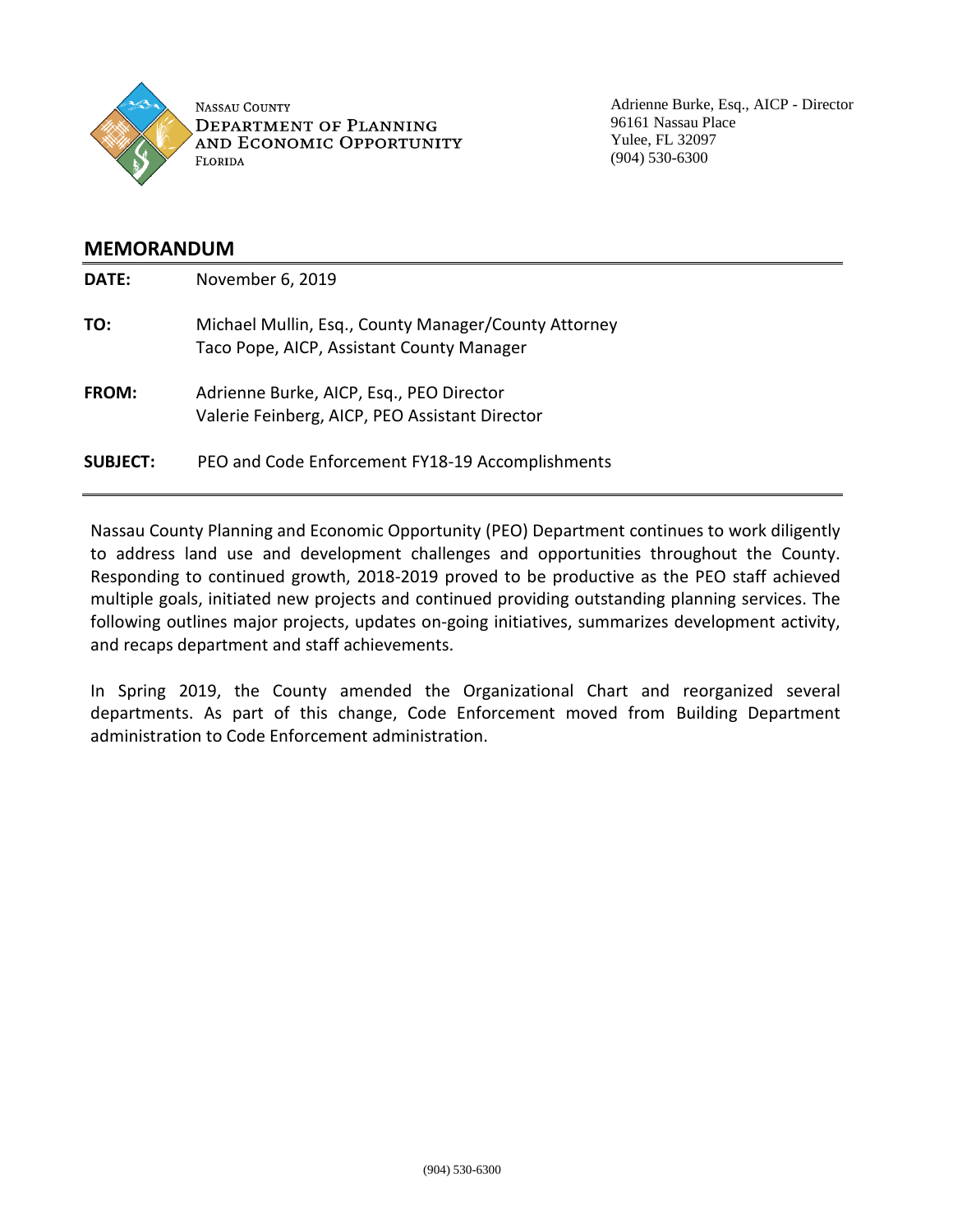Nassau County
Department of Planning
and Economic Opportunity
Florida

Adrienne Burke, Esq., AICP - Director
96161 Nassau Place
Yulee, FL 32097
(904) 530-6300

## MEMORANDUM

**DATE:** November 6, 2019

**TO:** Michael Mullin, Esq., County Manager/County Attorney
Taco Pope, AICP, Assistant County Manager

**FROM:** Adrienne Burke, AICP, Esq., PEO Director
Valerie Feinberg, AICP, PEO Assistant Director

**SUBJECT:** PEO and Code Enforcement FY18-19 Accomplishments

---

Nassau County Planning and Economic Opportunity (PEO) Department continues to work diligently to address land use and development challenges and opportunities throughout the County. Responding to continued growth, 2018-2019 proved to be productive as the PEO staff achieved multiple goals, initiated new projects and continued providing outstanding planning services. The following outlines major projects, updates on-going initiatives, summarizes development activity, and recaps department and staff achievements.

In Spring 2019, the County amended the Organizational Chart and reorganized several departments. As part of this change, Code Enforcement moved from Building Department administration to Code Enforcement administration.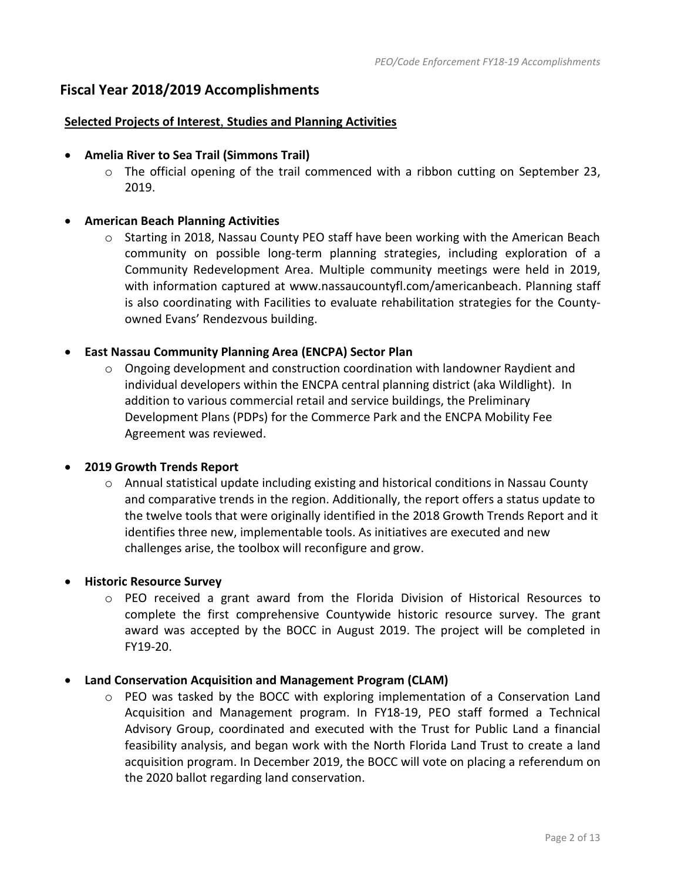## Fiscal Year 2018/2019 Accomplishments

**Selected Projects of Interest, Studies and Planning Activities**

- **Amelia River to Sea Trail (Simmons Trail)**
  - The official opening of the trail commenced with a ribbon cutting on September 23, 2019.

- **American Beach Planning Activities**
  - Starting in 2018, Nassau County PEO staff have been working with the American Beach community on possible long-term planning strategies, including exploration of a Community Redevelopment Area. Multiple community meetings were held in 2019, with information captured at www.nassaucountyfl.com/americanbeach. Planning staff is also coordinating with Facilities to evaluate rehabilitation strategies for the County-owned Evans' Rendezvous building.

- **East Nassau Community Planning Area (ENCPA) Sector Plan**
  - Ongoing development and construction coordination with landowner Raydient and individual developers within the ENCPA central planning district (aka Wildlight). In addition to various commercial retail and service buildings, the Preliminary Development Plans (PDPs) for the Commerce Park and the ENCPA Mobility Fee Agreement was reviewed.

- **2019 Growth Trends Report**
  - Annual statistical update including existing and historical conditions in Nassau County and comparative trends in the region. Additionally, the report offers a status update to the twelve tools that were originally identified in the 2018 Growth Trends Report and it identifies three new, implementable tools. As initiatives are executed and new challenges arise, the toolbox will reconfigure and grow.

- **Historic Resource Survey**
  - PEO received a grant award from the Florida Division of Historical Resources to complete the first comprehensive Countywide historic resource survey. The grant award was accepted by the BOCC in August 2019. The project will be completed in FY19-20.

- **Land Conservation Acquisition and Management Program (CLAM)**
  - PEO was tasked by the BOCC with exploring implementation of a Conservation Land Acquisition and Management program. In FY18-19, PEO staff formed a Technical Advisory Group, coordinated and executed with the Trust for Public Land a financial feasibility analysis, and began work with the North Florida Land Trust to create a land acquisition program. In December 2019, the BOCC will vote on placing a referendum on the 2020 ballot regarding land conservation.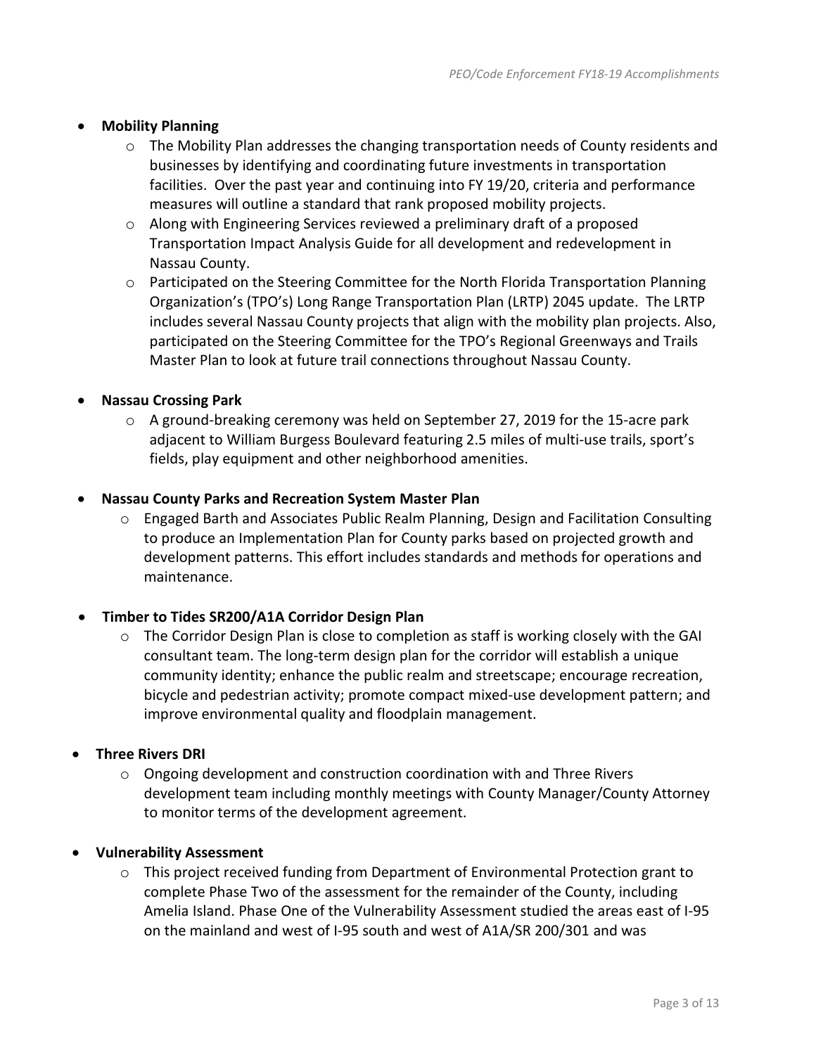- **Mobility Planning**
  - The Mobility Plan addresses the changing transportation needs of County residents and businesses by identifying and coordinating future investments in transportation facilities. Over the past year and continuing into FY 19/20, criteria and performance measures will outline a standard that rank proposed mobility projects.
  - Along with Engineering Services reviewed a preliminary draft of a proposed Transportation Impact Analysis Guide for all development and redevelopment in Nassau County.
  - Participated on the Steering Committee for the North Florida Transportation Planning Organization's (TPO's) Long Range Transportation Plan (LRTP) 2045 update. The LRTP includes several Nassau County projects that align with the mobility plan projects. Also, participated on the Steering Committee for the TPO's Regional Greenways and Trails Master Plan to look at future trail connections throughout Nassau County.

- **Nassau Crossing Park**
  - A ground-breaking ceremony was held on September 27, 2019 for the 15-acre park adjacent to William Burgess Boulevard featuring 2.5 miles of multi-use trails, sport's fields, play equipment and other neighborhood amenities.

- **Nassau County Parks and Recreation System Master Plan**
  - Engaged Barth and Associates Public Realm Planning, Design and Facilitation Consulting to produce an Implementation Plan for County parks based on projected growth and development patterns. This effort includes standards and methods for operations and maintenance.

- **Timber to Tides SR200/A1A Corridor Design Plan**
  - The Corridor Design Plan is close to completion as staff is working closely with the GAI consultant team. The long-term design plan for the corridor will establish a unique community identity; enhance the public realm and streetscape; encourage recreation, bicycle and pedestrian activity; promote compact mixed-use development pattern; and improve environmental quality and floodplain management.

- **Three Rivers DRI**
  - Ongoing development and construction coordination with and Three Rivers development team including monthly meetings with County Manager/County Attorney to monitor terms of the development agreement.

- **Vulnerability Assessment**
  - This project received funding from Department of Environmental Protection grant to complete Phase Two of the assessment for the remainder of the County, including Amelia Island. Phase One of the Vulnerability Assessment studied the areas east of I-95 on the mainland and west of I-95 south and west of A1A/SR 200/301 and was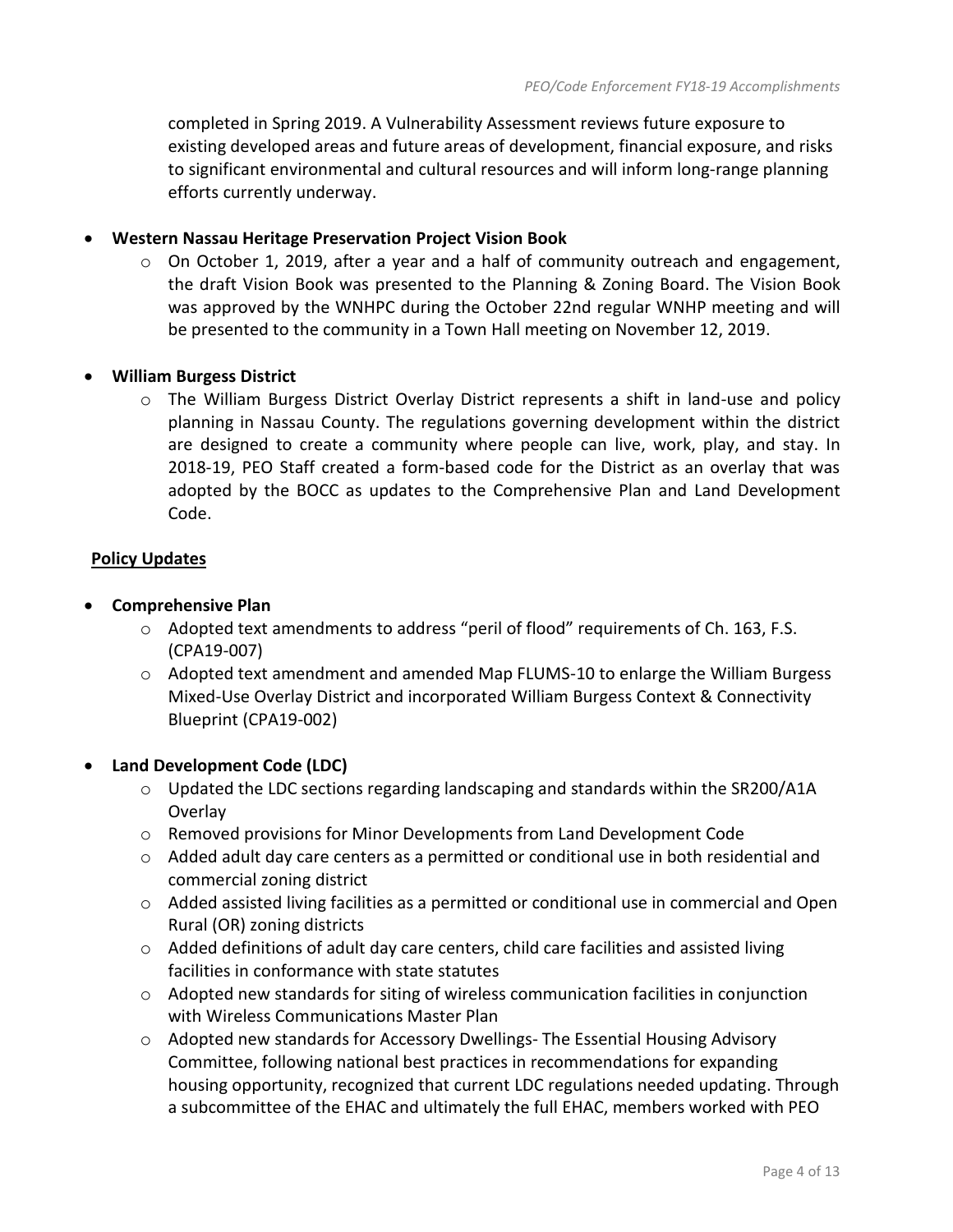completed in Spring 2019. A Vulnerability Assessment reviews future exposure to existing developed areas and future areas of development, financial exposure, and risks to significant environmental and cultural resources and will inform long-range planning efforts currently underway.

- **Western Nassau Heritage Preservation Project Vision Book**
  - On October 1, 2019, after a year and a half of community outreach and engagement, the draft Vision Book was presented to the Planning & Zoning Board. The Vision Book was approved by the WNHPC during the October 22nd regular WNHP meeting and will be presented to the community in a Town Hall meeting on November 12, 2019.

- **William Burgess District**
  - The William Burgess District Overlay District represents a shift in land-use and policy planning in Nassau County. The regulations governing development within the district are designed to create a community where people can live, work, play, and stay. In 2018-19, PEO Staff created a form-based code for the District as an overlay that was adopted by the BOCC as updates to the Comprehensive Plan and Land Development Code.

**Policy Updates**

- **Comprehensive Plan**
  - Adopted text amendments to address "peril of flood" requirements of Ch. 163, F.S. (CPA19-007)
  - Adopted text amendment and amended Map FLUMS-10 to enlarge the William Burgess Mixed-Use Overlay District and incorporated William Burgess Context & Connectivity Blueprint (CPA19-002)

- **Land Development Code (LDC)**
  - Updated the LDC sections regarding landscaping and standards within the SR200/A1A Overlay
  - Removed provisions for Minor Developments from Land Development Code
  - Added adult day care centers as a permitted or conditional use in both residential and commercial zoning district
  - Added assisted living facilities as a permitted or conditional use in commercial and Open Rural (OR) zoning districts
  - Added definitions of adult day care centers, child care facilities and assisted living facilities in conformance with state statutes
  - Adopted new standards for siting of wireless communication facilities in conjunction with Wireless Communications Master Plan
  - Adopted new standards for Accessory Dwellings- The Essential Housing Advisory Committee, following national best practices in recommendations for expanding housing opportunity, recognized that current LDC regulations needed updating. Through a subcommittee of the EHAC and ultimately the full EHAC, members worked with PEO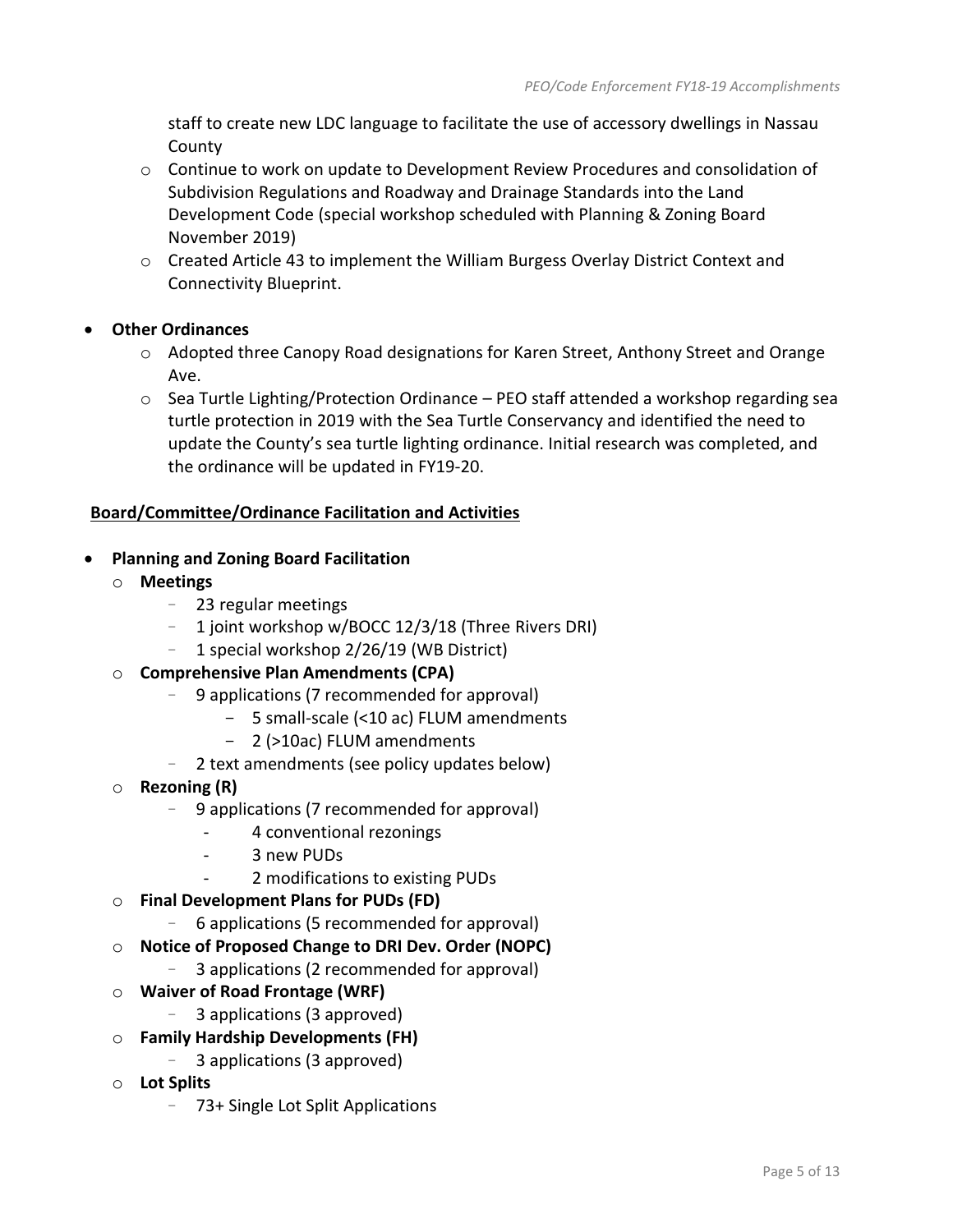staff to create new LDC language to facilitate the use of accessory dwellings in Nassau County
  - Continue to work on update to Development Review Procedures and consolidation of Subdivision Regulations and Roadway and Drainage Standards into the Land Development Code (special workshop scheduled with Planning & Zoning Board November 2019)
  - Created Article 43 to implement the William Burgess Overlay District Context and Connectivity Blueprint.

- **Other Ordinances**
  - Adopted three Canopy Road designations for Karen Street, Anthony Street and Orange Ave.
  - Sea Turtle Lighting/Protection Ordinance – PEO staff attended a workshop regarding sea turtle protection in 2019 with the Sea Turtle Conservancy and identified the need to update the County's sea turtle lighting ordinance. Initial research was completed, and the ordinance will be updated in FY19-20.

**Board/Committee/Ordinance Facilitation and Activities**

- **Planning and Zoning Board Facilitation**
  - **Meetings**
    - 23 regular meetings
    - 1 joint workshop w/BOCC 12/3/18 (Three Rivers DRI)
    - 1 special workshop 2/26/19 (WB District)
  - **Comprehensive Plan Amendments (CPA)**
    - 9 applications (7 recommended for approval)
      - 5 small-scale (<10 ac) FLUM amendments
      - 2 (>10ac) FLUM amendments
    - 2 text amendments (see policy updates below)
  - **Rezoning (R)**
    - 9 applications (7 recommended for approval)
      - 4 conventional rezonings
      - 3 new PUDs
      - 2 modifications to existing PUDs
  - **Final Development Plans for PUDs (FD)**
    - 6 applications (5 recommended for approval)
  - **Notice of Proposed Change to DRI Dev. Order (NOPC)**
    - 3 applications (2 recommended for approval)
  - **Waiver of Road Frontage (WRF)**
    - 3 applications (3 approved)
  - **Family Hardship Developments (FH)**
    - 3 applications (3 approved)
  - **Lot Splits**
    - 73+ Single Lot Split Applications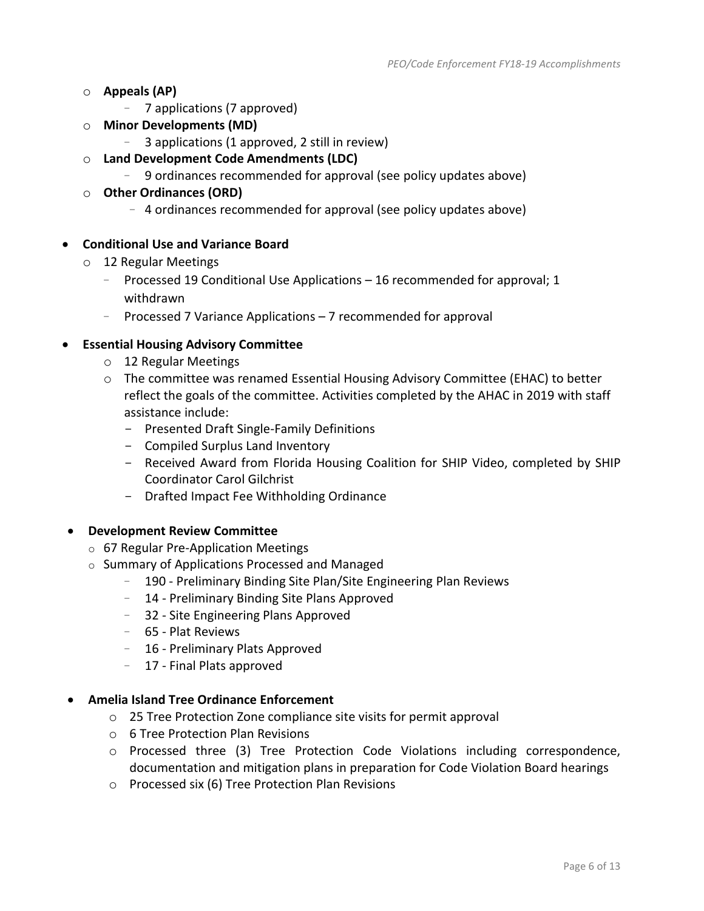- **Appeals (AP)**
  - 7 applications (7 approved)
- **Minor Developments (MD)**
  - 3 applications (1 approved, 2 still in review)
- **Land Development Code Amendments (LDC)**
  - 9 ordinances recommended for approval (see policy updates above)
- **Other Ordinances (ORD)**
  - 4 ordinances recommended for approval (see policy updates above)

- **Conditional Use and Variance Board**
  - 12 Regular Meetings
    - Processed 19 Conditional Use Applications – 16 recommended for approval; 1 withdrawn
    - Processed 7 Variance Applications – 7 recommended for approval

- **Essential Housing Advisory Committee**
  - 12 Regular Meetings
  - The committee was renamed Essential Housing Advisory Committee (EHAC) to better reflect the goals of the committee. Activities completed by the AHAC in 2019 with staff assistance include:
    - Presented Draft Single-Family Definitions
    - Compiled Surplus Land Inventory
    - Received Award from Florida Housing Coalition for SHIP Video, completed by SHIP Coordinator Carol Gilchrist
    - Drafted Impact Fee Withholding Ordinance

- **Development Review Committee**
  - 67 Regular Pre-Application Meetings
  - Summary of Applications Processed and Managed
    - 190 - Preliminary Binding Site Plan/Site Engineering Plan Reviews
    - 14 - Preliminary Binding Site Plans Approved
    - 32 - Site Engineering Plans Approved
    - 65 - Plat Reviews
    - 16 - Preliminary Plats Approved
    - 17 - Final Plats approved

- **Amelia Island Tree Ordinance Enforcement**
  - 25 Tree Protection Zone compliance site visits for permit approval
  - 6 Tree Protection Plan Revisions
  - Processed three (3) Tree Protection Code Violations including correspondence, documentation and mitigation plans in preparation for Code Violation Board hearings
  - Processed six (6) Tree Protection Plan Revisions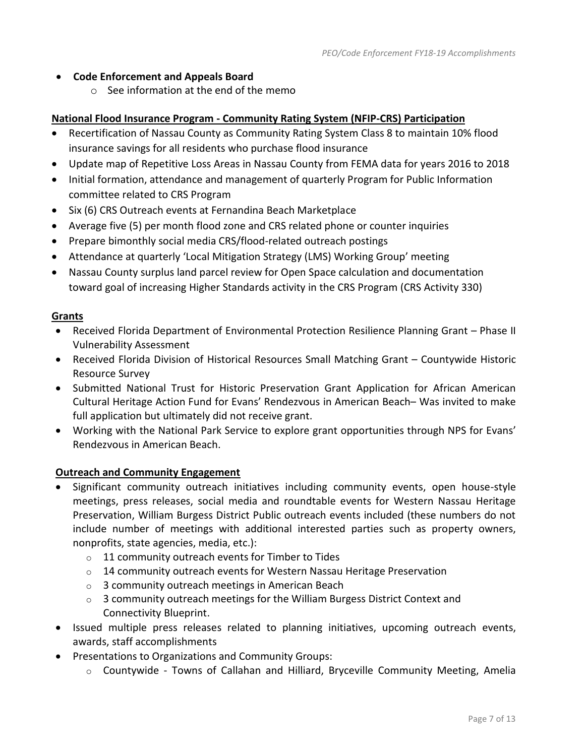- **Code Enforcement and Appeals Board**
  - See information at the end of the memo

**National Flood Insurance Program - Community Rating System (NFIP-CRS) Participation**

- Recertification of Nassau County as Community Rating System Class 8 to maintain 10% flood insurance savings for all residents who purchase flood insurance
- Update map of Repetitive Loss Areas in Nassau County from FEMA data for years 2016 to 2018
- Initial formation, attendance and management of quarterly Program for Public Information committee related to CRS Program
- Six (6) CRS Outreach events at Fernandina Beach Marketplace
- Average five (5) per month flood zone and CRS related phone or counter inquiries
- Prepare bimonthly social media CRS/flood-related outreach postings
- Attendance at quarterly 'Local Mitigation Strategy (LMS) Working Group' meeting
- Nassau County surplus land parcel review for Open Space calculation and documentation toward goal of increasing Higher Standards activity in the CRS Program (CRS Activity 330)

**Grants**

- Received Florida Department of Environmental Protection Resilience Planning Grant – Phase II Vulnerability Assessment
- Received Florida Division of Historical Resources Small Matching Grant – Countywide Historic Resource Survey
- Submitted National Trust for Historic Preservation Grant Application for African American Cultural Heritage Action Fund for Evans' Rendezvous in American Beach– Was invited to make full application but ultimately did not receive grant.
- Working with the National Park Service to explore grant opportunities through NPS for Evans' Rendezvous in American Beach.

**Outreach and Community Engagement**

- Significant community outreach initiatives including community events, open house-style meetings, press releases, social media and roundtable events for Western Nassau Heritage Preservation, William Burgess District Public outreach events included (these numbers do not include number of meetings with additional interested parties such as property owners, nonprofits, state agencies, media, etc.):
  - 11 community outreach events for Timber to Tides
  - 14 community outreach events for Western Nassau Heritage Preservation
  - 3 community outreach meetings in American Beach
  - 3 community outreach meetings for the William Burgess District Context and Connectivity Blueprint.
- Issued multiple press releases related to planning initiatives, upcoming outreach events, awards, staff accomplishments
- Presentations to Organizations and Community Groups:
  - Countywide - Towns of Callahan and Hilliard, Bryceville Community Meeting, Amelia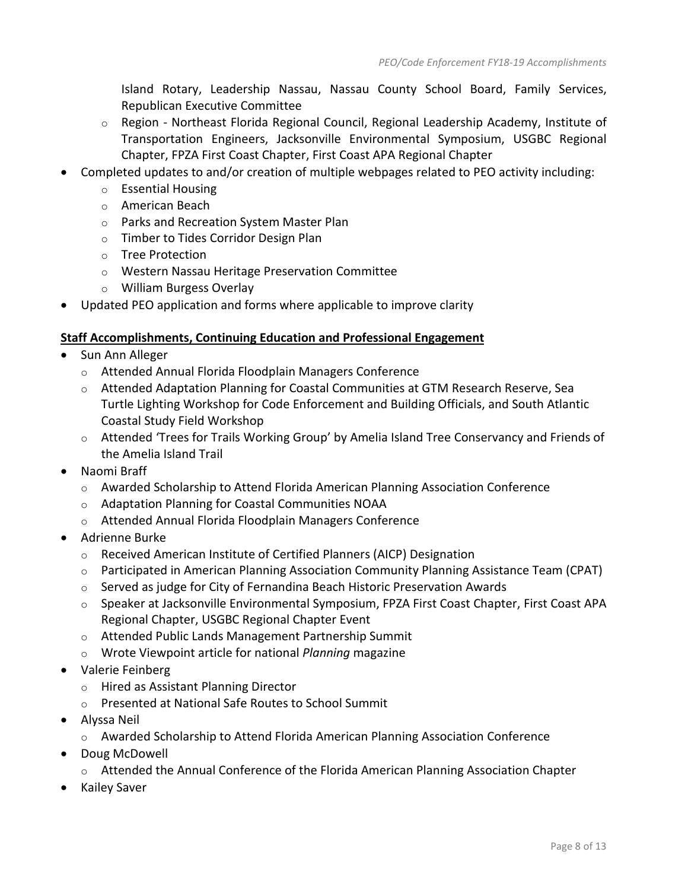Island Rotary, Leadership Nassau, Nassau County School Board, Family Services, Republican Executive Committee

  - Region - Northeast Florida Regional Council, Regional Leadership Academy, Institute of Transportation Engineers, Jacksonville Environmental Symposium, USGBC Regional Chapter, FPZA First Coast Chapter, First Coast APA Regional Chapter
- Completed updates to and/or creation of multiple webpages related to PEO activity including:
  - Essential Housing
  - American Beach
  - Parks and Recreation System Master Plan
  - Timber to Tides Corridor Design Plan
  - Tree Protection
  - Western Nassau Heritage Preservation Committee
  - William Burgess Overlay
- Updated PEO application and forms where applicable to improve clarity

**Staff Accomplishments, Continuing Education and Professional Engagement**

- Sun Ann Alleger
  - Attended Annual Florida Floodplain Managers Conference
  - Attended Adaptation Planning for Coastal Communities at GTM Research Reserve, Sea Turtle Lighting Workshop for Code Enforcement and Building Officials, and South Atlantic Coastal Study Field Workshop
  - Attended 'Trees for Trails Working Group' by Amelia Island Tree Conservancy and Friends of the Amelia Island Trail
- Naomi Braff
  - Awarded Scholarship to Attend Florida American Planning Association Conference
  - Adaptation Planning for Coastal Communities NOAA
  - Attended Annual Florida Floodplain Managers Conference
- Adrienne Burke
  - Received American Institute of Certified Planners (AICP) Designation
  - Participated in American Planning Association Community Planning Assistance Team (CPAT)
  - Served as judge for City of Fernandina Beach Historic Preservation Awards
  - Speaker at Jacksonville Environmental Symposium, FPZA First Coast Chapter, First Coast APA Regional Chapter, USGBC Regional Chapter Event
  - Attended Public Lands Management Partnership Summit
  - Wrote Viewpoint article for national *Planning* magazine
- Valerie Feinberg
  - Hired as Assistant Planning Director
  - Presented at National Safe Routes to School Summit
- Alyssa Neil
  - Awarded Scholarship to Attend Florida American Planning Association Conference
- Doug McDowell
  - Attended the Annual Conference of the Florida American Planning Association Chapter
- Kailey Saver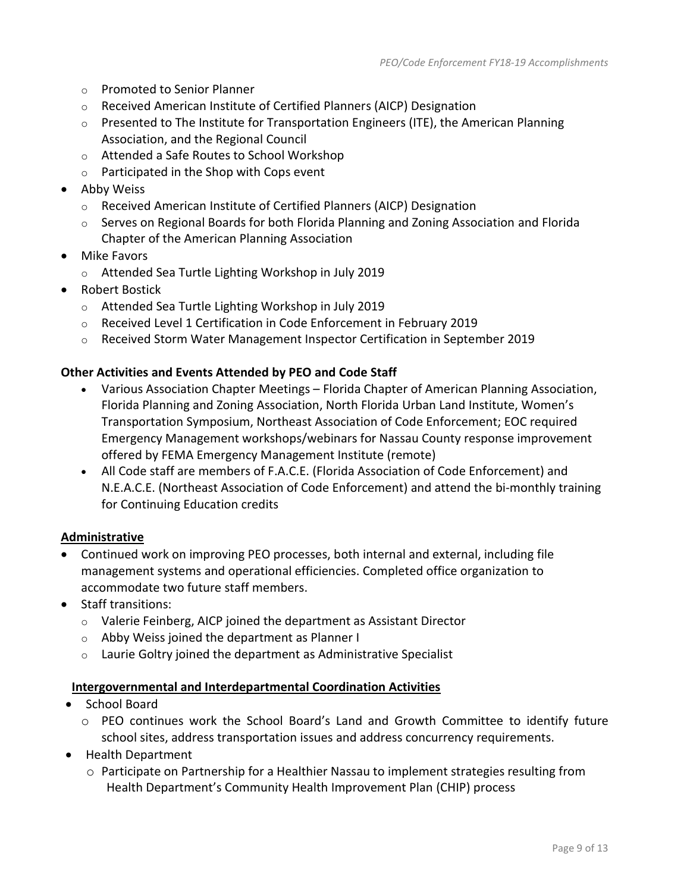- Promoted to Senior Planner
    - Received American Institute of Certified Planners (AICP) Designation
    - Presented to The Institute for Transportation Engineers (ITE), the American Planning Association, and the Regional Council
    - Attended a Safe Routes to School Workshop
    - Participated in the Shop with Cops event
- Abby Weiss
    - Received American Institute of Certified Planners (AICP) Designation
    - Serves on Regional Boards for both Florida Planning and Zoning Association and Florida Chapter of the American Planning Association
- Mike Favors
    - Attended Sea Turtle Lighting Workshop in July 2019
- Robert Bostick
    - Attended Sea Turtle Lighting Workshop in July 2019
    - Received Level 1 Certification in Code Enforcement in February 2019
    - Received Storm Water Management Inspector Certification in September 2019

**Other Activities and Events Attended by PEO and Code Staff**

- Various Association Chapter Meetings – Florida Chapter of American Planning Association, Florida Planning and Zoning Association, North Florida Urban Land Institute, Women's Transportation Symposium, Northeast Association of Code Enforcement; EOC required Emergency Management workshops/webinars for Nassau County response improvement offered by FEMA Emergency Management Institute (remote)
- All Code staff are members of F.A.C.E. (Florida Association of Code Enforcement) and N.E.A.C.E. (Northeast Association of Code Enforcement) and attend the bi-monthly training for Continuing Education credits

**Administrative**

- Continued work on improving PEO processes, both internal and external, including file management systems and operational efficiencies. Completed office organization to accommodate two future staff members.
- Staff transitions:
    - Valerie Feinberg, AICP joined the department as Assistant Director
    - Abby Weiss joined the department as Planner I
    - Laurie Goltry joined the department as Administrative Specialist

**Intergovernmental and Interdepartmental Coordination Activities**

- School Board
    - PEO continues work the School Board's Land and Growth Committee to identify future school sites, address transportation issues and address concurrency requirements.
- Health Department
    - Participate on Partnership for a Healthier Nassau to implement strategies resulting from Health Department's Community Health Improvement Plan (CHIP) process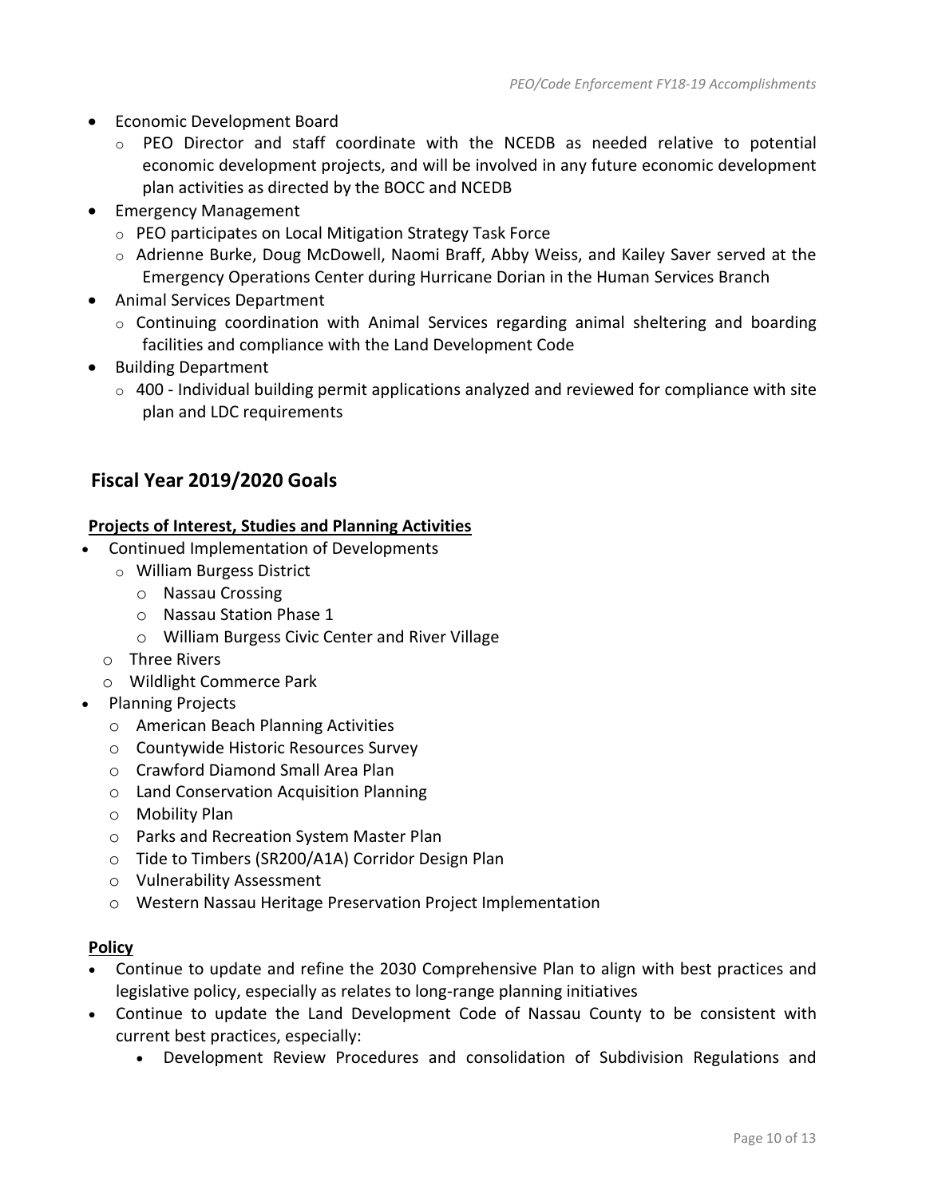- Economic Development Board
    - PEO Director and staff coordinate with the NCEDB as needed relative to potential economic development projects, and will be involved in any future economic development plan activities as directed by the BOCC and NCEDB
- Emergency Management
    - PEO participates on Local Mitigation Strategy Task Force
    - Adrienne Burke, Doug McDowell, Naomi Braff, Abby Weiss, and Kailey Saver served at the Emergency Operations Center during Hurricane Dorian in the Human Services Branch
- Animal Services Department
    - Continuing coordination with Animal Services regarding animal sheltering and boarding facilities and compliance with the Land Development Code
- Building Department
    - 400 - Individual building permit applications analyzed and reviewed for compliance with site plan and LDC requirements

## Fiscal Year 2019/2020 Goals

**Projects of Interest, Studies and Planning Activities**

- Continued Implementation of Developments
    - William Burgess District
        - Nassau Crossing
        - Nassau Station Phase 1
        - William Burgess Civic Center and River Village
    - Three Rivers
    - Wildlight Commerce Park
- Planning Projects
    - American Beach Planning Activities
    - Countywide Historic Resources Survey
    - Crawford Diamond Small Area Plan
    - Land Conservation Acquisition Planning
    - Mobility Plan
    - Parks and Recreation System Master Plan
    - Tide to Timbers (SR200/A1A) Corridor Design Plan
    - Vulnerability Assessment
    - Western Nassau Heritage Preservation Project Implementation

**Policy**

- Continue to update and refine the 2030 Comprehensive Plan to align with best practices and legislative policy, especially as relates to long-range planning initiatives
- Continue to update the Land Development Code of Nassau County to be consistent with current best practices, especially:
    - Development Review Procedures and consolidation of Subdivision Regulations and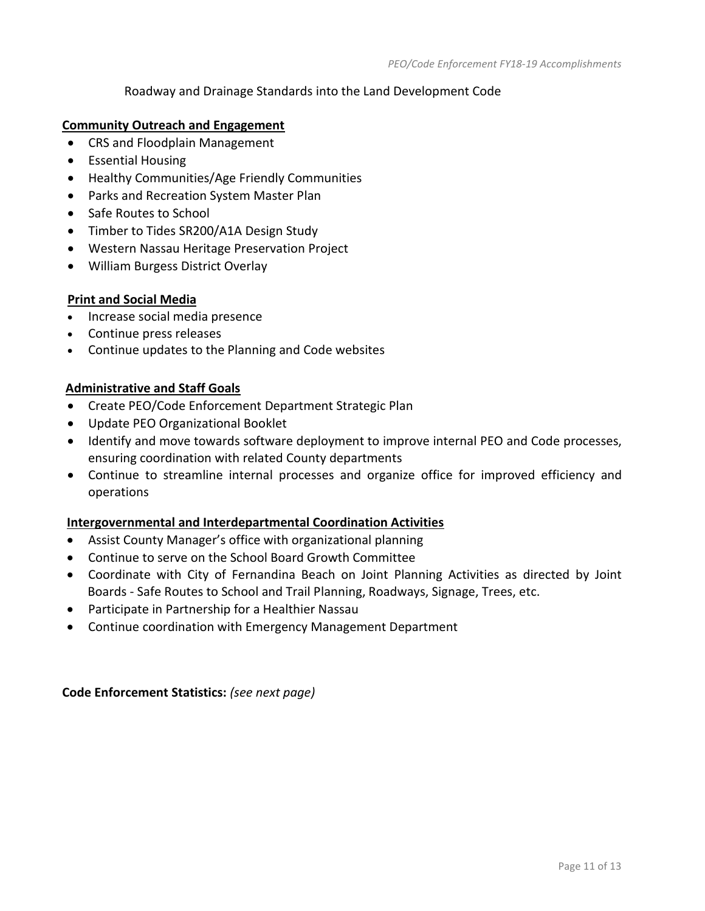Roadway and Drainage Standards into the Land Development Code

**Community Outreach and Engagement**

- CRS and Floodplain Management
- Essential Housing
- Healthy Communities/Age Friendly Communities
- Parks and Recreation System Master Plan
- Safe Routes to School
- Timber to Tides SR200/A1A Design Study
- Western Nassau Heritage Preservation Project
- William Burgess District Overlay

**Print and Social Media**

- Increase social media presence
- Continue press releases
- Continue updates to the Planning and Code websites

**Administrative and Staff Goals**

- Create PEO/Code Enforcement Department Strategic Plan
- Update PEO Organizational Booklet
- Identify and move towards software deployment to improve internal PEO and Code processes, ensuring coordination with related County departments
- Continue to streamline internal processes and organize office for improved efficiency and operations

**Intergovernmental and Interdepartmental Coordination Activities**

- Assist County Manager's office with organizational planning
- Continue to serve on the School Board Growth Committee
- Coordinate with City of Fernandina Beach on Joint Planning Activities as directed by Joint Boards - Safe Routes to School and Trail Planning, Roadways, Signage, Trees, etc.
- Participate in Partnership for a Healthier Nassau
- Continue coordination with Emergency Management Department

**Code Enforcement Statistics:** *(see next page)*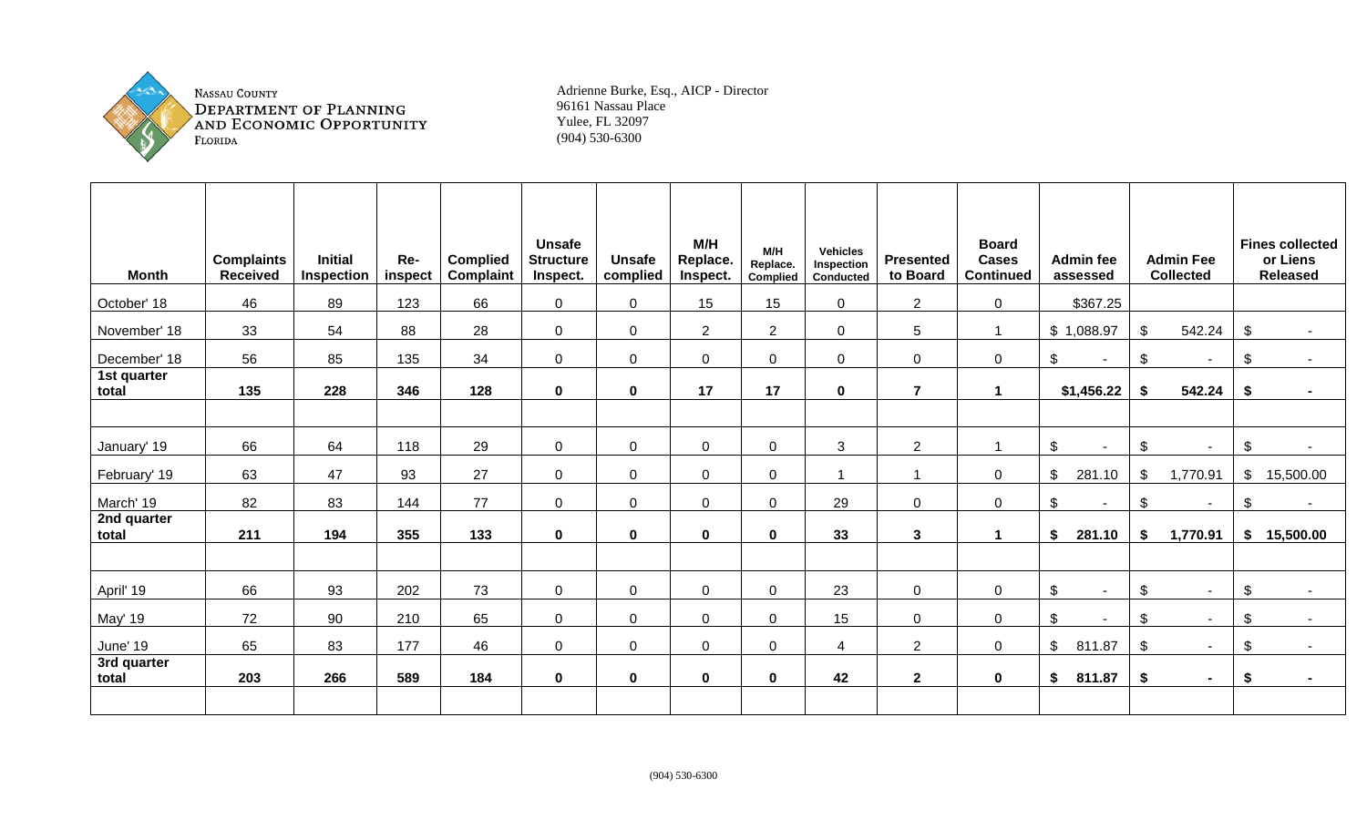NASSAU COUNTY
DEPARTMENT OF PLANNING AND ECONOMIC OPPORTUNITY
FLORIDA

Adrienne Burke, Esq., AICP - Director
96161 Nassau Place
Yulee, FL 32097
(904) 530-6300

| Month | Complaints Received | Initial Inspection | Re-inspect | Complied Complaint | Unsafe Structure Inspect. | Unsafe complied | M/H Replace. Inspect. | M/H Replace. Complied | Vehicles Inspection Conducted | Presented to Board | Board Cases Continued | Admin fee assessed | Admin Fee Collected | Fines collected or Liens Released |
|---|---|---|---|---|---|---|---|---|---|---|---|---|---|---|
| October' 18 | 46 | 89 | 123 | 66 | 0 | 0 | 15 | 15 | 0 | 2 | 0 | $367.25 | | |
| November' 18 | 33 | 54 | 88 | 28 | 0 | 0 | 2 | 2 | 0 | 5 | 1 | $ 1,088.97 | $ 542.24 | $ - |
| December' 18 | 56 | 85 | 135 | 34 | 0 | 0 | 0 | 0 | 0 | 0 | 0 | $ - | $ - | $ - |
| **1st quarter total** | **135** | **228** | **346** | **128** | **0** | **0** | **17** | **17** | **0** | **7** | **1** | **$1,456.22** | **$ 542.24** | **$ -** |
| | | | | | | | | | | | | | | |
| January' 19 | 66 | 64 | 118 | 29 | 0 | 0 | 0 | 0 | 3 | 2 | 1 | $ - | $ - | $ - |
| February' 19 | 63 | 47 | 93 | 27 | 0 | 0 | 0 | 0 | 1 | 1 | 0 | $ 281.10 | $ 1,770.91 | $ 15,500.00 |
| March' 19 | 82 | 83 | 144 | 77 | 0 | 0 | 0 | 0 | 29 | 0 | 0 | $ - | $ - | $ - |
| **2nd quarter total** | **211** | **194** | **355** | **133** | **0** | **0** | **0** | **0** | **33** | **3** | **1** | **$ 281.10** | **$ 1,770.91** | **$ 15,500.00** |
| | | | | | | | | | | | | | | |
| April' 19 | 66 | 93 | 202 | 73 | 0 | 0 | 0 | 0 | 23 | 0 | 0 | $ - | $ - | $ - |
| May' 19 | 72 | 90 | 210 | 65 | 0 | 0 | 0 | 0 | 15 | 0 | 0 | $ - | $ - | $ - |
| June' 19 | 65 | 83 | 177 | 46 | 0 | 0 | 0 | 0 | 4 | 2 | 0 | $ 811.87 | $ - | $ - |
| **3rd quarter total** | **203** | **266** | **589** | **184** | **0** | **0** | **0** | **0** | **42** | **2** | **0** | **$ 811.87** | **$ -** | **$ -** |
| | | | | | | | | | | | | | | |

(904) 530-6300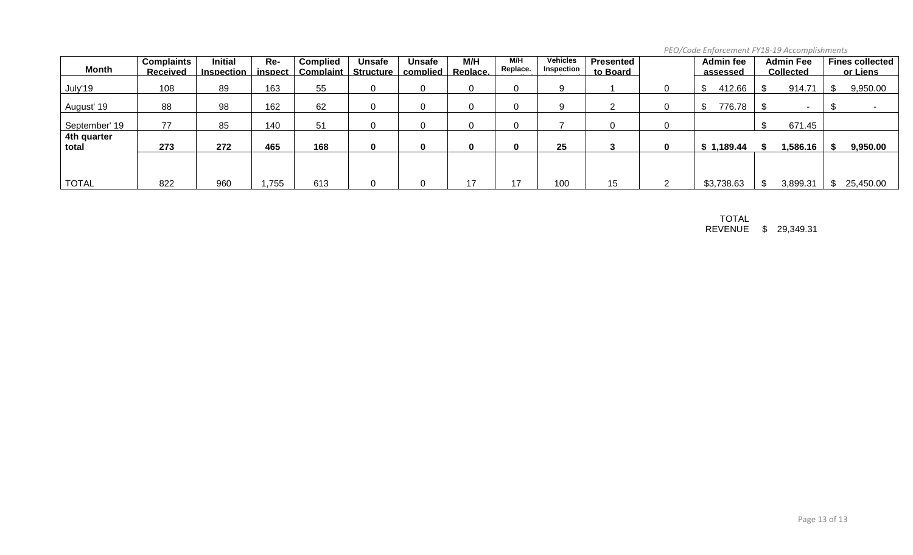*PEO/Code Enforcement FY18-19 Accomplishments*

| Month | Complaints Received | Initial Inspection | Re-inspect | Complied Complaint | Unsafe Structure | Unsafe complied | M/H Replace. | M/H Replace. | Vehicles Inspection | Presented to Board | | Admin fee assessed | Admin Fee Collected | Fines collected or Liens |
|---|---|---|---|---|---|---|---|---|---|---|---|---|---|---|
| July'19 | 108 | 89 | 163 | 55 | 0 | 0 | 0 | 0 | 9 | 1 | 0 | $ 412.66 | $ 914.71 | $ 9,950.00 |
| August' 19 | 88 | 98 | 162 | 62 | 0 | 0 | 0 | 0 | 9 | 2 | 0 | $ 776.78 | $ - | $ - |
| September' 19 | 77 | 85 | 140 | 51 | 0 | 0 | 0 | 0 | 7 | 0 | 0 | | $ 671.45 | |
| **4th quarter total** | **273** | **272** | **465** | **168** | **0** | **0** | **0** | **0** | **25** | **3** | **0** | **$ 1,189.44** | **$ 1,586.16** | **$ 9,950.00** |
| TOTAL | 822 | 960 | 1,755 | 613 | 0 | 0 | 17 | 17 | 100 | 15 | 2 | $3,738.63 | $ 3,899.31 | $ 25,450.00 |

TOTAL REVENUE $ 29,349.31